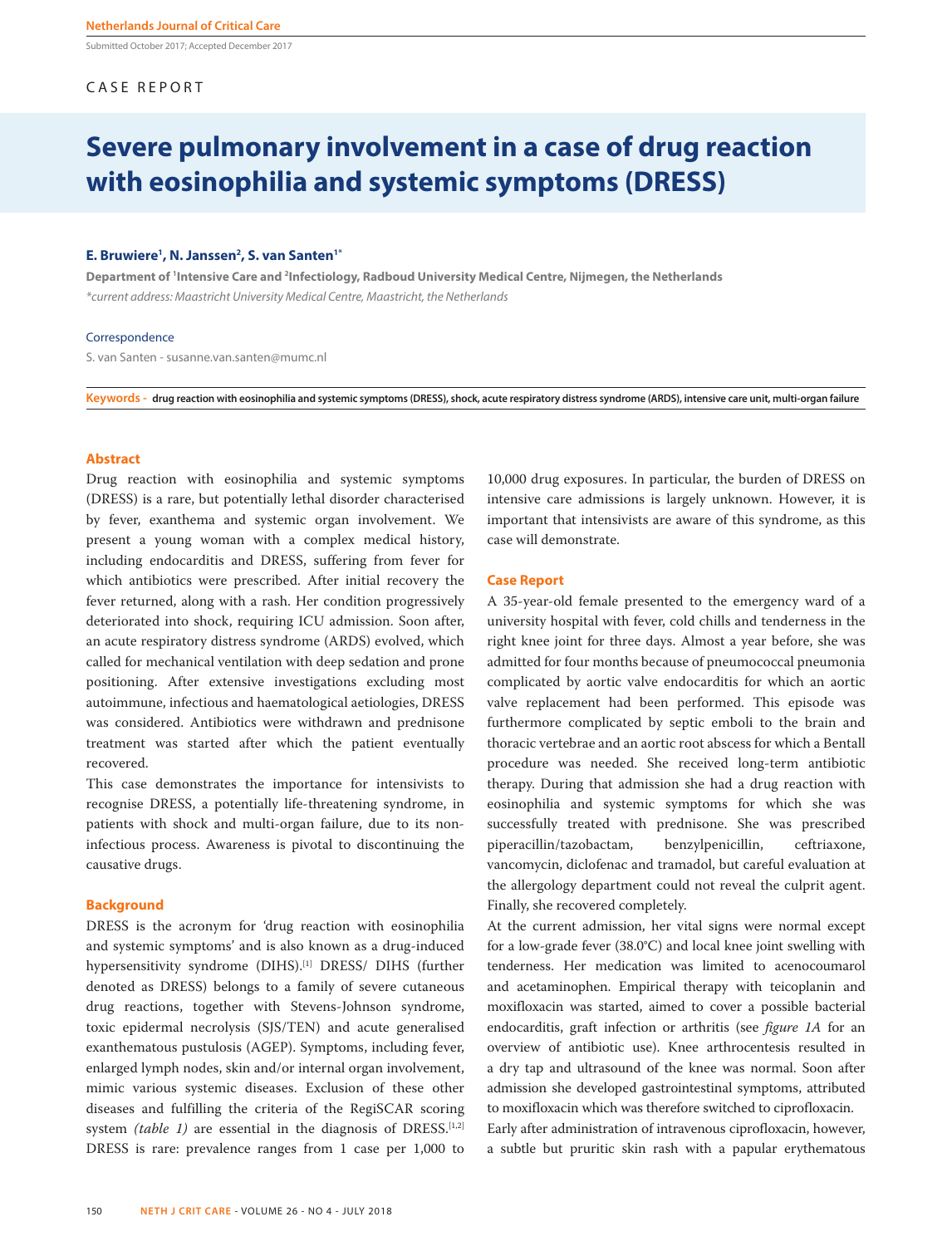CASE REPORT

# Severe pulmonary involvement in a case of drug reaction with eosinophilia and systemic symptoms (DRESS)

**E. Bruwiere[1], N. Janssen[2], S. van Santen[1*]**

**Department of [1]Intensive Care and [2]Infectiology, Radboud University Medical Centre, Nijmegen, the Netherlands**
*\*current address: Maastricht University Medical Centre, Maastricht, the Netherlands*

Correspondence

S. van Santen - susanne.van.santen@mumc.nl

**Keywords - drug reaction with eosinophilia and systemic symptoms (DRESS), shock, acute respiratory distress syndrome (ARDS), intensive care unit, multi-organ failure**

## Abstract

Drug reaction with eosinophilia and systemic symptoms (DRESS) is a rare, but potentially lethal disorder characterised by fever, exanthema and systemic organ involvement. We present a young woman with a complex medical history, including endocarditis and DRESS, suffering from fever for which antibiotics were prescribed. After initial recovery the fever returned, along with a rash. Her condition progressively deteriorated into shock, requiring ICU admission. Soon after, an acute respiratory distress syndrome (ARDS) evolved, which called for mechanical ventilation with deep sedation and prone positioning. After extensive investigations excluding most autoimmune, infectious and haematological aetiologies, DRESS was considered. Antibiotics were withdrawn and prednisone treatment was started after which the patient eventually recovered.

This case demonstrates the importance for intensivists to recognise DRESS, a potentially life-threatening syndrome, in patients with shock and multi-organ failure, due to its non-infectious process. Awareness is pivotal to discontinuing the causative drugs.

## Background

DRESS is the acronym for 'drug reaction with eosinophilia and systemic symptoms' and is also known as a drug-induced hypersensitivity syndrome (DIHS).[1] DRESS/ DIHS (further denoted as DRESS) belongs to a family of severe cutaneous drug reactions, together with Stevens-Johnson syndrome, toxic epidermal necrolysis (SJS/TEN) and acute generalised exanthematous pustulosis (AGEP). Symptoms, including fever, enlarged lymph nodes, skin and/or internal organ involvement, mimic various systemic diseases. Exclusion of these other diseases and fulfilling the criteria of the RegiSCAR scoring system *(table 1)* are essential in the diagnosis of DRESS.[1,2] DRESS is rare: prevalence ranges from 1 case per 1,000 to 10,000 drug exposures. In particular, the burden of DRESS on intensive care admissions is largely unknown. However, it is important that intensivists are aware of this syndrome, as this case will demonstrate.

## Case Report

A 35-year-old female presented to the emergency ward of a university hospital with fever, cold chills and tenderness in the right knee joint for three days. Almost a year before, she was admitted for four months because of pneumococcal pneumonia complicated by aortic valve endocarditis for which an aortic valve replacement had been performed. This episode was furthermore complicated by septic emboli to the brain and thoracic vertebrae and an aortic root abscess for which a Bentall procedure was needed. She received long-term antibiotic therapy. During that admission she had a drug reaction with eosinophilia and systemic symptoms for which she was successfully treated with prednisone. She was prescribed piperacillin/tazobactam, benzylpenicillin, ceftriaxone, vancomycin, diclofenac and tramadol, but careful evaluation at the allergology department could not reveal the culprit agent. Finally, she recovered completely.

At the current admission, her vital signs were normal except for a low-grade fever (38.0°C) and local knee joint swelling with tenderness. Her medication was limited to acenocoumarol and acetaminophen. Empirical therapy with teicoplanin and moxifloxacin was started, aimed to cover a possible bacterial endocarditis, graft infection or arthritis (see *figure 1A* for an overview of antibiotic use). Knee arthrocentesis resulted in a dry tap and ultrasound of the knee was normal. Soon after admission she developed gastrointestinal symptoms, attributed to moxifloxacin which was therefore switched to ciprofloxacin.

Early after administration of intravenous ciprofloxacin, however, a subtle but pruritic skin rash with a papular erythematous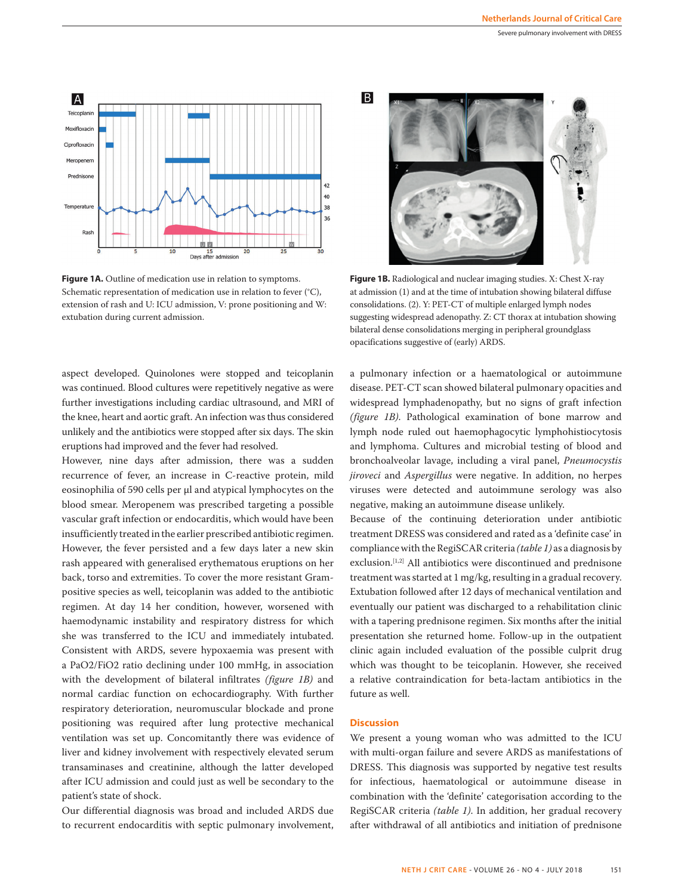**Figure 1A.** Outline of medication use in relation to symptoms. Schematic representation of medication use in relation to fever (°C), extension of rash and U: ICU admission, V: prone positioning and W: extubation during current admission.

**Figure 1B.** Radiological and nuclear imaging studies. X: Chest X-ray at admission (1) and at the time of intubation showing bilateral diffuse consolidations. (2). Y: PET-CT of multiple enlarged lymph nodes suggesting widespread adenopathy. Z: CT thorax at intubation showing bilateral dense consolidations merging in peripheral groundglass opacifications suggestive of (early) ARDS.

aspect developed. Quinolones were stopped and teicoplanin was continued. Blood cultures were repetitively negative as were further investigations including cardiac ultrasound, and MRI of the knee, heart and aortic graft. An infection was thus considered unlikely and the antibiotics were stopped after six days. The skin eruptions had improved and the fever had resolved.

However, nine days after admission, there was a sudden recurrence of fever, an increase in C-reactive protein, mild eosinophilia of 590 cells per µl and atypical lymphocytes on the blood smear. Meropenem was prescribed targeting a possible vascular graft infection or endocarditis, which would have been insufficiently treated in the earlier prescribed antibiotic regimen. However, the fever persisted and a few days later a new skin rash appeared with generalised erythematous eruptions on her back, torso and extremities. To cover the more resistant Gram-positive species as well, teicoplanin was added to the antibiotic regimen. At day 14 her condition, however, worsened with haemodynamic instability and respiratory distress for which she was transferred to the ICU and immediately intubated. Consistent with ARDS, severe hypoxaemia was present with a PaO2/FiO2 ratio declining under 100 mmHg, in association with the development of bilateral infiltrates *(figure 1B)* and normal cardiac function on echocardiography. With further respiratory deterioration, neuromuscular blockade and prone positioning was required after lung protective mechanical ventilation was set up. Concomitantly there was evidence of liver and kidney involvement with respectively elevated serum transaminases and creatinine, although the latter developed after ICU admission and could just as well be secondary to the patient's state of shock.

Our differential diagnosis was broad and included ARDS due to recurrent endocarditis with septic pulmonary involvement, a pulmonary infection or a haematological or autoimmune disease. PET-CT scan showed bilateral pulmonary opacities and widespread lymphadenopathy, but no signs of graft infection *(figure 1B)*. Pathological examination of bone marrow and lymph node ruled out haemophagocytic lymphohistiocytosis and lymphoma. Cultures and microbial testing of blood and bronchoalveolar lavage, including a viral panel, *Pneumocystis jiroveci* and *Aspergillus* were negative. In addition, no herpes viruses were detected and autoimmune serology was also negative, making an autoimmune disease unlikely.

Because of the continuing deterioration under antibiotic treatment DRESS was considered and rated as a 'definite case' in compliance with the RegiSCAR criteria *(table 1)* as a diagnosis by exclusion.[1,2] All antibiotics were discontinued and prednisone treatment was started at 1 mg/kg, resulting in a gradual recovery. Extubation followed after 12 days of mechanical ventilation and eventually our patient was discharged to a rehabilitation clinic with a tapering prednisone regimen. Six months after the initial presentation she returned home. Follow-up in the outpatient clinic again included evaluation of the possible culprit drug which was thought to be teicoplanin. However, she received a relative contraindication for beta-lactam antibiotics in the future as well.

## Discussion

We present a young woman who was admitted to the ICU with multi-organ failure and severe ARDS as manifestations of DRESS. This diagnosis was supported by negative test results for infectious, haematological or autoimmune disease in combination with the 'definite' categorisation according to the RegiSCAR criteria *(table 1)*. In addition, her gradual recovery after withdrawal of all antibiotics and initiation of prednisone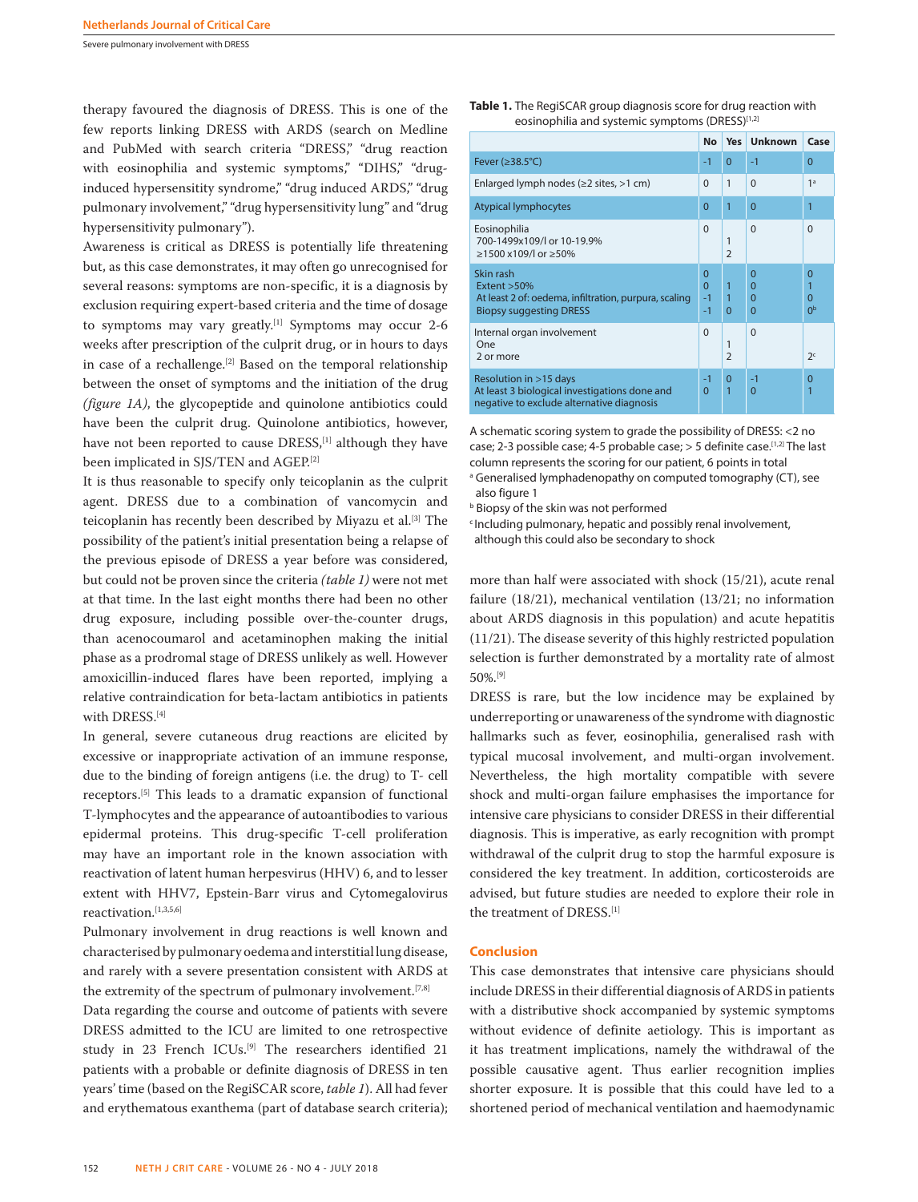therapy favoured the diagnosis of DRESS. This is one of the few reports linking DRESS with ARDS (search on Medline and PubMed with search criteria "DRESS," "drug reaction with eosinophilia and systemic symptoms," "DIHS," "drug-induced hypersensitity syndrome," "drug induced ARDS," "drug pulmonary involvement," "drug hypersensitivity lung" and "drug hypersensitivity pulmonary").

Awareness is critical as DRESS is potentially life threatening but, as this case demonstrates, it may often go unrecognised for several reasons: symptoms are non-specific, it is a diagnosis by exclusion requiring expert-based criteria and the time of dosage to symptoms may vary greatly.[1] Symptoms may occur 2-6 weeks after prescription of the culprit drug, or in hours to days in case of a rechallenge.[2] Based on the temporal relationship between the onset of symptoms and the initiation of the drug *(figure 1A)*, the glycopeptide and quinolone antibiotics could have been the culprit drug. Quinolone antibiotics, however, have not been reported to cause DRESS,[1] although they have been implicated in SJS/TEN and AGEP.[2]

It is thus reasonable to specify only teicoplanin as the culprit agent. DRESS due to a combination of vancomycin and teicoplanin has recently been described by Miyazu et al.[3] The possibility of the patient's initial presentation being a relapse of the previous episode of DRESS a year before was considered, but could not be proven since the criteria *(table 1)* were not met at that time. In the last eight months there had been no other drug exposure, including possible over-the-counter drugs, than acenocoumarol and acetaminophen making the initial phase as a prodromal stage of DRESS unlikely as well. However amoxicillin-induced flares have been reported, implying a relative contraindication for beta-lactam antibiotics in patients with DRESS.[4]

In general, severe cutaneous drug reactions are elicited by excessive or inappropriate activation of an immune response, due to the binding of foreign antigens (i.e. the drug) to T- cell receptors.[5] This leads to a dramatic expansion of functional T-lymphocytes and the appearance of autoantibodies to various epidermal proteins. This drug-specific T-cell proliferation may have an important role in the known association with reactivation of latent human herpesvirus (HHV) 6, and to lesser extent with HHV7, Epstein-Barr virus and Cytomegalovirus reactivation.[1,3,5,6]

Pulmonary involvement in drug reactions is well known and characterised by pulmonary oedema and interstitial lung disease, and rarely with a severe presentation consistent with ARDS at the extremity of the spectrum of pulmonary involvement.[7,8]

Data regarding the course and outcome of patients with severe DRESS admitted to the ICU are limited to one retrospective study in 23 French ICUs.[9] The researchers identified 21 patients with a probable or definite diagnosis of DRESS in ten years' time (based on the RegiSCAR score, *table 1*). All had fever and erythematous exanthema (part of database search criteria); more than half were associated with shock (15/21), acute renal failure (18/21), mechanical ventilation (13/21; no information about ARDS diagnosis in this population) and acute hepatitis (11/21). The disease severity of this highly restricted population selection is further demonstrated by a mortality rate of almost 50%.[9]

DRESS is rare, but the low incidence may be explained by underreporting or unawareness of the syndrome with diagnostic hallmarks such as fever, eosinophilia, generalised rash with typical mucosal involvement, and multi-organ involvement. Nevertheless, the high mortality compatible with severe shock and multi-organ failure emphasises the importance for intensive care physicians to consider DRESS in their differential diagnosis. This is imperative, as early recognition with prompt withdrawal of the culprit drug to stop the harmful exposure is considered the key treatment. In addition, corticosteroids are advised, but future studies are needed to explore their role in the treatment of DRESS.[1]

**Table 1.** The RegiSCAR group diagnosis score for drug reaction with eosinophilia and systemic symptoms (DRESS)[1,2]

| | No | Yes | Unknown | Case |
|---|---|---|---|---|
| Fever (≥38.5°C) | -1 | 0 | -1 | 0 |
| Enlarged lymph nodes (≥2 sites, >1 cm) | 0 | 1 | 0 | 1[a] |
| Atypical lymphocytes | 0 | 1 | 0 | 1 |
| Eosinophilia | 0 | | 0 | 0 |
| 700-1499x109/l or 10-19.9% | | 1 | | |
| ≥1500 x109/l or ≥50% | | 2 | | |
| Skin rash | 0 | | 0 | 0 |
| Extent >50% | 0 | 1 | 0 | 1 |
| At least 2 of: oedema, infiltration, purpura, scaling | -1 | 1 | 0 | 0 |
| Biopsy suggesting DRESS | -1 | 0 | 0 | 0[b] |
| Internal organ involvement | 0 | | 0 | |
| One | | 1 | | |
| 2 or more | | 2 | | 2[c] |
| Resolution in >15 days | -1 | 0 | -1 | 0 |
| At least 3 biological investigations done and negative to exclude alternative diagnosis | 0 | 1 | 0 | 1 |

A schematic scoring system to grade the possibility of DRESS: <2 no case; 2-3 possible case; 4-5 probable case; > 5 definite case.[1,2] The last column represents the scoring for our patient, 6 points in total

[a] Generalised lymphadenopathy on computed tomography (CT), see also figure 1

[b] Biopsy of the skin was not performed

[c] Including pulmonary, hepatic and possibly renal involvement, although this could also be secondary to shock

## Conclusion

This case demonstrates that intensive care physicians should include DRESS in their differential diagnosis of ARDS in patients with a distributive shock accompanied by systemic symptoms without evidence of definite aetiology. This is important as it has treatment implications, namely the withdrawal of the possible causative agent. Thus earlier recognition implies shorter exposure. It is possible that this could have led to a shortened period of mechanical ventilation and haemodynamic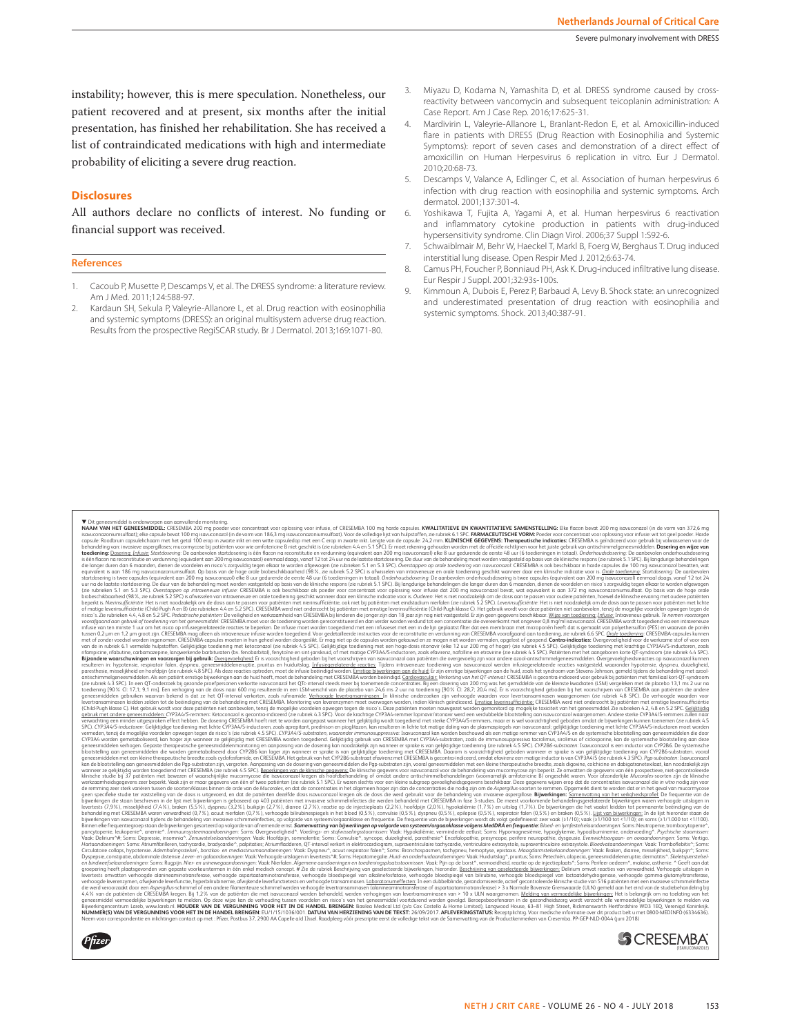instability; however, this is mere speculation. Nonetheless, our patient recovered and at present, six months after the initial presentation, has finished her rehabilitation. She has received a list of contraindicated medications with high and intermediate probability of eliciting a severe drug reaction.

## Disclosures

All authors declare no conflicts of interest. No funding or financial support was received.

## References

1. Cacoub P, Musette P, Descamps V, et al. The DRESS syndrome: a literature review. Am J Med. 2011;124:588-97.
2. Kardaun SH, Sekula P, Valeyrie-Allanore L, et al. Drug reaction with eosinophilia and systemic symptoms (DRESS): an original multisystem adverse drug reaction. Results from the prospective RegiSCAR study. Br J Dermatol. 2013;169:1071-80.
3. Miyazu D, Kodama N, Yamashita D, et al. DRESS syndrome caused by cross-reactivity between vancomycin and subsequent teicoplanin administration: A Case Report. Am J Case Rep. 2016;17:625-31.
4. Mardivirin L, Valeyrie-Allanore L, Branlant-Redon E, et al. Amoxicillin-induced flare in patients with DRESS (Drug Reaction with Eosinophilia and Systemic Symptoms): report of seven cases and demonstration of a direct effect of amoxicillin on Human Herpesvirus 6 replication in vitro. Eur J Dermatol. 2010;20:68-73.
5. Descamps V, Valance A, Edlinger C, et al. Association of human herpesvirus 6 infection with drug reaction with eosinophilia and systemic symptoms. Arch dermatol. 2001;137:301-4.
6. Yoshikawa T, Fujita A, Yagami A, et al. Human herpesvirus 6 reactivation and inflammatory cytokine production in patients with drug-induced hypersensitivity syndrome. Clin Diagn Virol. 2006;37 Suppl 1:S92-6.
7. Schwaiblmair M, Behr W, Haeckel T, Markl B, Foerg W, Berghaus T. Drug induced interstitial lung disease. Open Respir Med J. 2012;6:63-74.
8. Camus PH, Foucher P, Bonniaud PH, Ask K. Drug-induced infiltrative lung disease. Eur Respir J Suppl. 2001;32:93s-100s.
9. Kimmoun A, Dubois E, Perez P, Barbaud A, Levy B. Shock state: an unrecognized and underestimated presentation of drug reaction with eosinophilia and systemic symptoms. Shock. 2013;40:387-91.